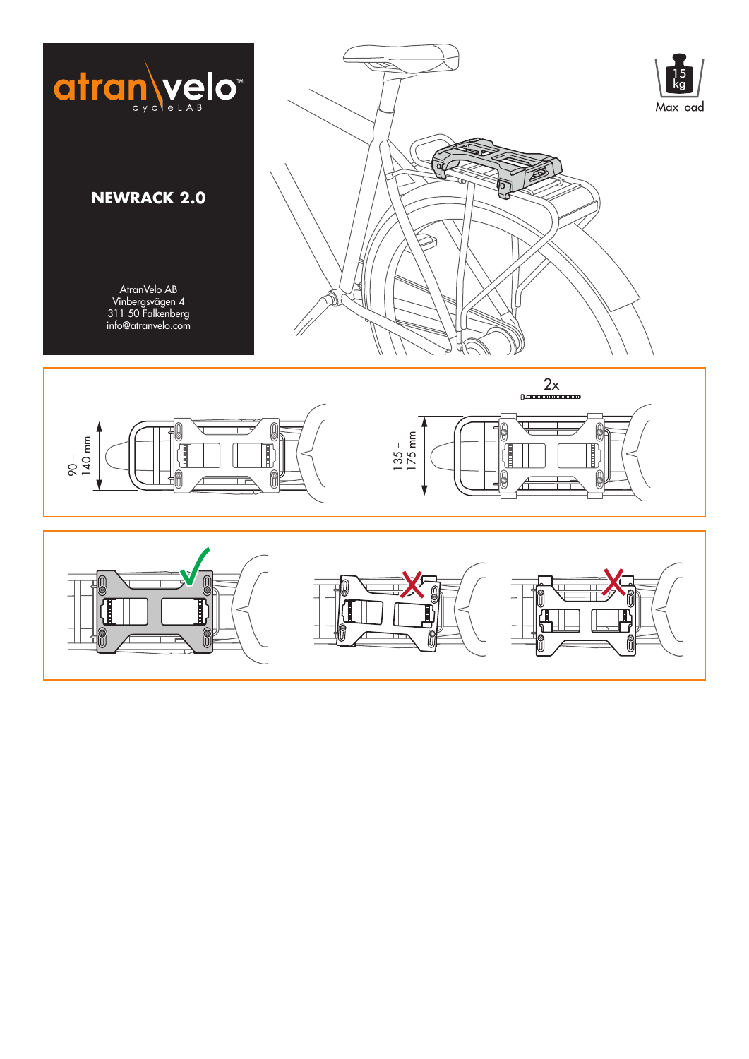atran velo™
cycleLAB

## NEWRACK 2.0

AtranVelo AB
Vinbergsvägen 4
311 50 Falkenberg
info@atranvelo.com

15 kg
Max load

90 – 140 mm

135 – 175 mm

2x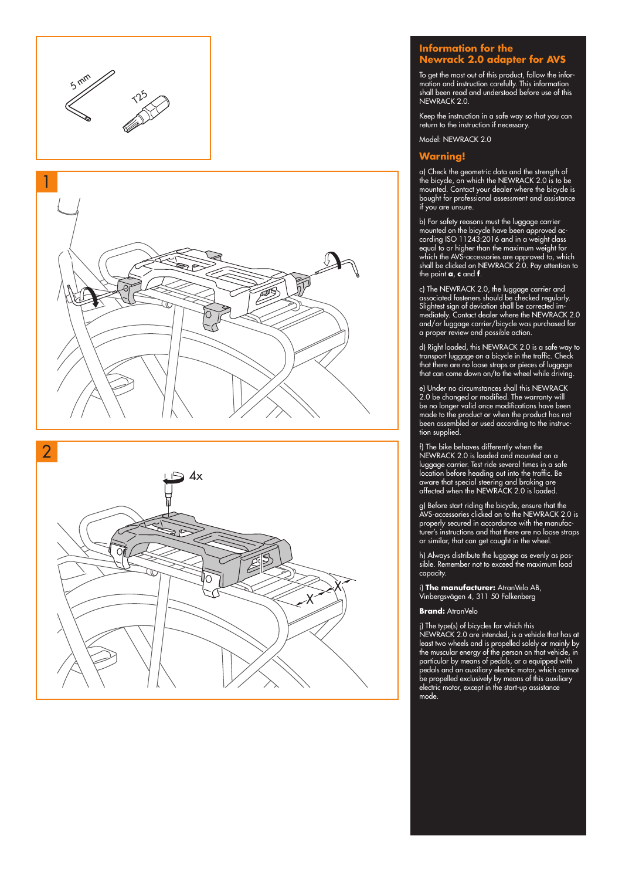5 mm

T25

1

2

4x

X

X

## Information for the Newrack 2.0 adapter for AVS

To get the most out of this product, follow the information and instruction carefully. This information shall been read and understood before use of this NEWRACK 2.0.

Keep the instruction in a safe way so that you can return to the instruction if necessary.

Model: NEWRACK 2.0

## Warning!

a) Check the geometric data and the strength of the bicycle, on which the NEWRACK 2.0 is to be mounted. Contact your dealer where the bicycle is bought for professional assessment and assistance if you are unsure.

b) For safety reasons must the luggage carrier mounted on the bicycle have been approved according ISO 11243:2016 and in a weight class equal to or higher than the maximum weight for which the AVS-accessories are approved to, which shall be clicked on NEWRACK 2.0. Pay attention to the point **a**, **c** and **f**.

c) The NEWRACK 2.0, the luggage carrier and associated fasteners should be checked regularly. Slightest sign of deviation shall be corrected immediately. Contact dealer where the NEWRACK 2.0 and/or luggage carrier/bicycle was purchased for a proper review and possible action.

d) Right loaded, this NEWRACK 2.0 is a safe way to transport luggage on a bicycle in the traffic. Check that there are no loose straps or pieces of luggage that can come down on/to the wheel while driving.

e) Under no circumstances shall this NEWRACK 2.0 be changed or modified. The warranty will be no longer valid once modifications have been made to the product or when the product has not been assembled or used according to the instruction supplied.

f) The bike behaves differently when the NEWRACK 2.0 is loaded and mounted on a luggage carrier. Test ride several times in a safe location before heading out into the traffic. Be aware that special steering and braking are affected when the NEWRACK 2.0 is loaded.

g) Before start riding the bicycle, ensure that the AVS-accessories clicked on to the NEWRACK 2.0 is properly secured in accordance with the manufacturer's instructions and that there are no loose straps or similar, that can get caught in the wheel.

h) Always distribute the luggage as evenly as possible. Remember not to exceed the maximum load capacity.

i) **The manufacturer:** AtranVelo AB, Vinbergsvägen 4, 311 50 Falkenberg

**Brand:** AtranVelo

j) The type(s) of bicycles for which this NEWRACK 2.0 are intended, is a vehicle that has at least two wheels and is propelled solely or mainly by the muscular energy of the person on that vehicle, in particular by means of pedals, or a equipped with pedals and an auxiliary electric motor, which cannot be propelled exclusively by means of this auxiliary electric motor, except in the start-up assistance mode.